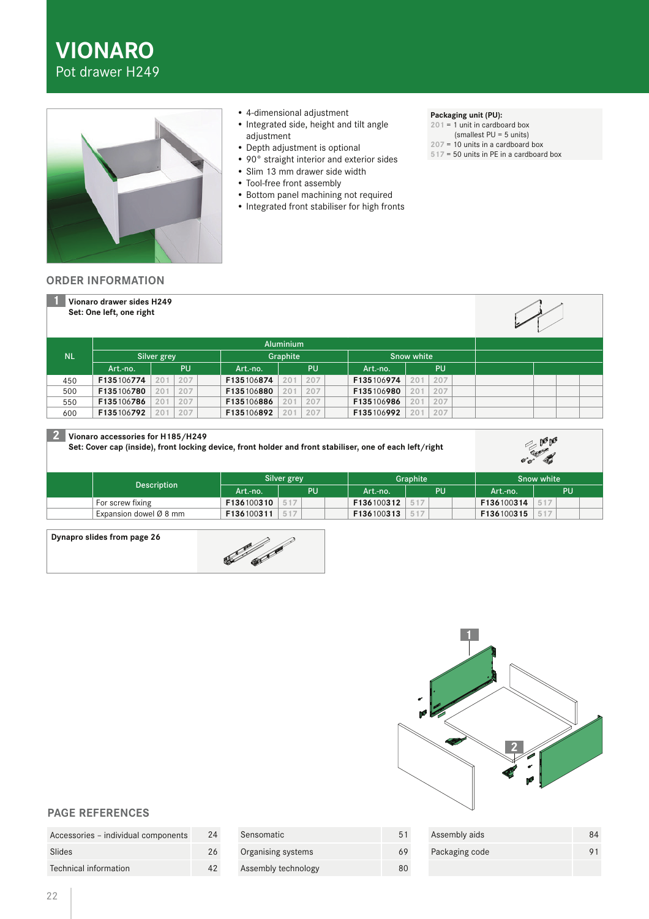# VIONARO

Pot drawer H249

- 4-dimensional adjustment
- Integrated side, height and tilt angle adjustment
- Depth adjustment is optional
- 90° straight interior and exterior sides
- Slim 13 mm drawer side width
- Tool-free front assembly
- Bottom panel machining not required
- Integrated front stabiliser for high fronts

**Packaging unit (PU):**
201 = 1 unit in cardboard box (smallest PU = 5 units)
207 = 10 units in a cardboard box
517 = 50 units in PE in a cardboard box

## ORDER INFORMATION

**1 Vionaro drawer sides H249**
**Set: One left, one right**

| NL | Aluminium | | | | | | | | |
|---|---|---|---|---|---|---|---|---|---|
| | Silver grey | | | Graphite | | | Snow white | | |
| | Art.-no. | PU | | Art.-no. | PU | | Art.-no. | PU | |
| 450 | F135106774 | 201 | 207 | F135106874 | 201 | 207 | F135106974 | 201 | 207 |
| 500 | F135106780 | 201 | 207 | F135106880 | 201 | 207 | F135106980 | 201 | 207 |
| 550 | F135106786 | 201 | 207 | F135106886 | 201 | 207 | F135106986 | 201 | 207 |
| 600 | F135106792 | 201 | 207 | F135106892 | 201 | 207 | F135106992 | 201 | 207 |

**2 Vionaro accessories for H185/H249**
**Set: Cover cap (inside), front locking device, front holder and front stabiliser, one of each left/right**

| Description | Silver grey | | Graphite | | Snow white | |
|---|---|---|---|---|---|---|
| | Art.-no. | PU | Art.-no. | PU | Art.-no. | PU |
| For screw fixing | F136100310 | 517 | F136100312 | 517 | F136100314 | 517 |
| Expansion dowel Ø 8 mm | F136100311 | 517 | F136100313 | 517 | F136100315 | 517 |

**Dynapro slides from page 26**

## PAGE REFERENCES

| | |
|---|---|
| Accessories – individual components | 24 |
| Slides | 26 |
| Technical information | 42 |
| Sensomatic | 51 |
| Organising systems | 69 |
| Assembly technology | 80 |
| Assembly aids | 84 |
| Packaging code | 91 |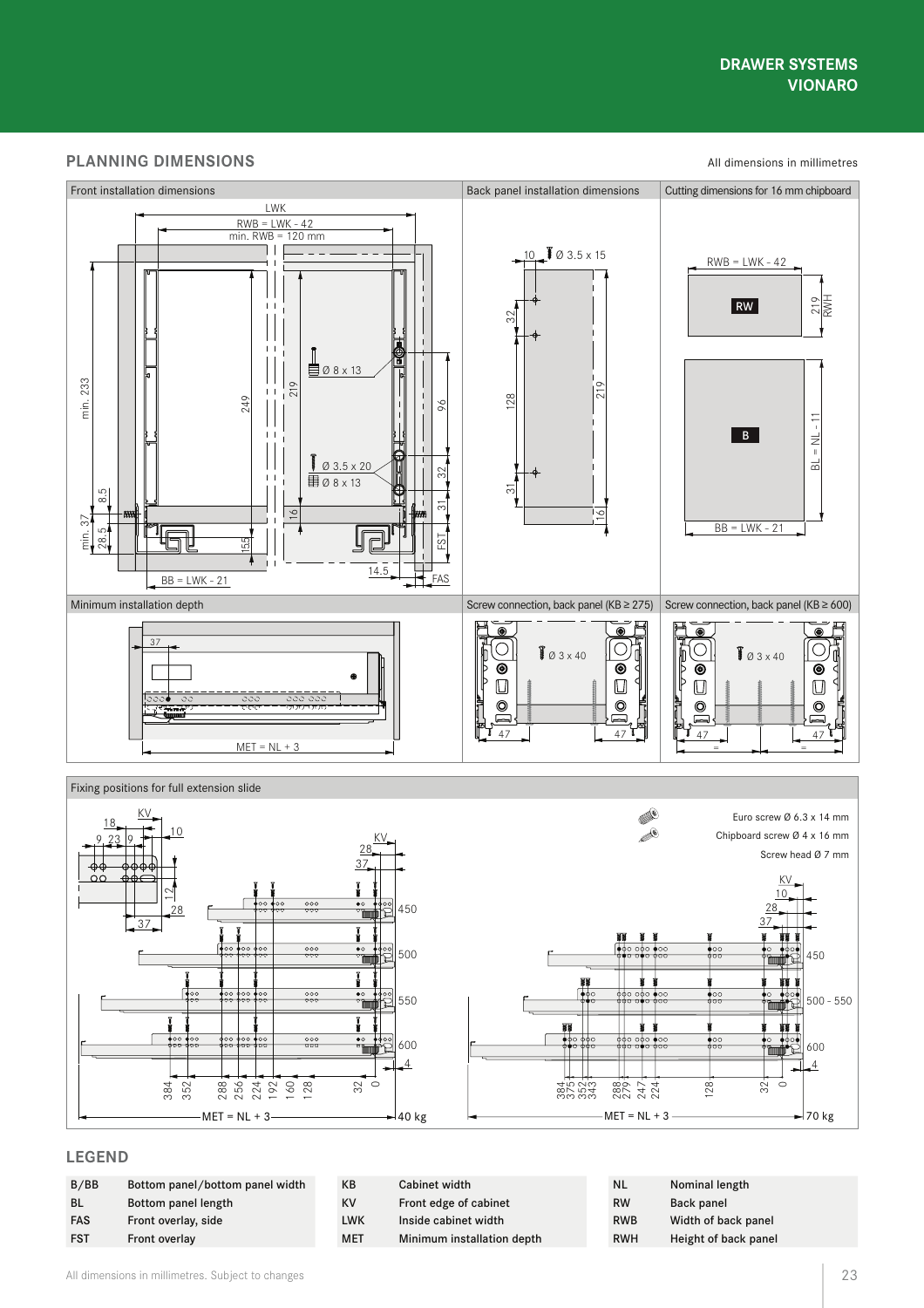## PLANNING DIMENSIONS

All dimensions in millimetres

Front installation dimensions

LWK
RWB = LWK - 42
min. RWB = 120 mm
min. 233
249
219
Ø 8 x 13
96
Ø 3.5 x 20
Ø 8 x 13
32
31
8.5
min. 37
28.5
16
15.5
FST
14.5
FAS
BB = LWK - 21

Back panel installation dimensions

10
Ø 3.5 x 15
32
128
219
31
16

Cutting dimensions for 16 mm chipboard

RWB = LWK - 42
RW
219 RWH
B
BL = NL - 11
BB = LWK - 21

Minimum installation depth

37
MET = NL + 3

Screw connection, back panel (KB ≥ 275)

Ø 3 x 40
47
47

Screw connection, back panel (KB ≥ 600)

Ø 3 x 40
47
47
=
=

Fixing positions for full extension slide

KV
18
10
9 23 9
12
28
37
KV
28
37
450
500
550
600
4
384 352 288 256 224 192 160 128 32 0
MET = NL + 3
40 kg

Euro screw Ø 6.3 x 14 mm
Chipboard screw Ø 4 x 16 mm
Screw head Ø 7 mm

KV
10
28
37
450
500 - 550
600
4
384 375 352 343 288 279 247 224 128 32 0
MET = NL + 3
70 kg

## LEGEND

| | | | | | |
|---|---|---|---|---|---|
| B/BB | Bottom panel/bottom panel width | KB | Cabinet width | NL | Nominal length |
| BL | Bottom panel length | KV | Front edge of cabinet | RW | Back panel |
| FAS | Front overlay, side | LWK | Inside cabinet width | RWB | Width of back panel |
| FST | Front overlay | MET | Minimum installation depth | RWH | Height of back panel |

All dimensions in millimetres. Subject to changes